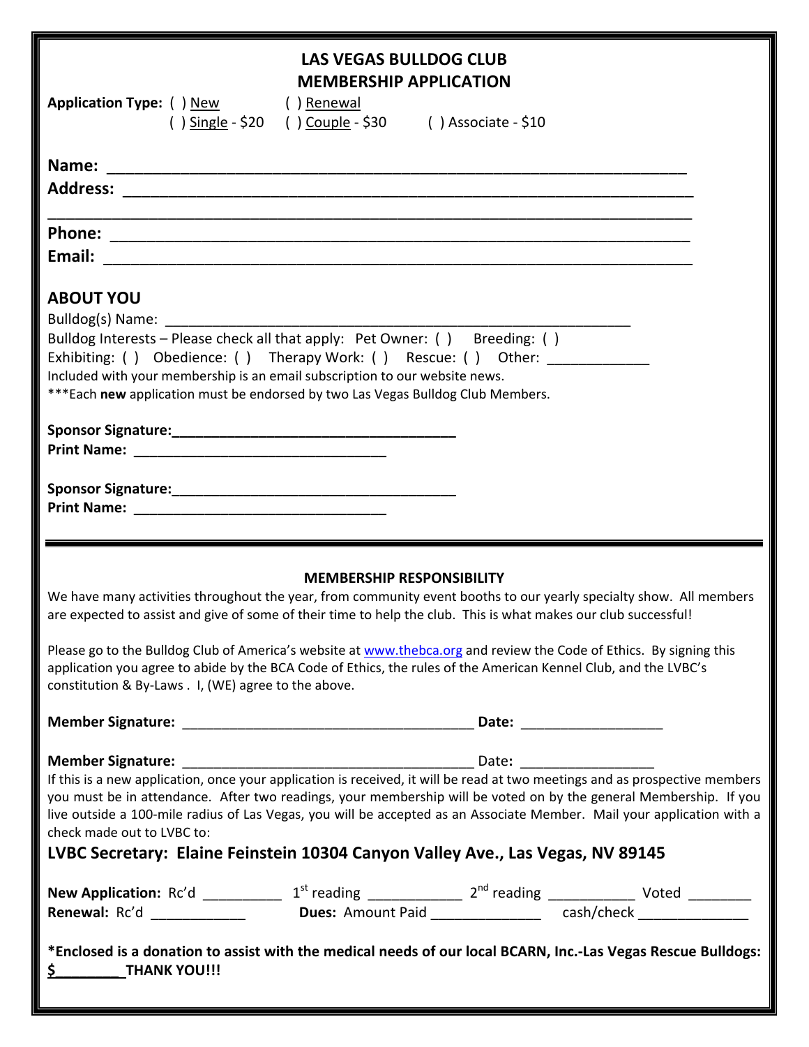# LAS VEGAS BULLDOG CLUB
# MEMBERSHIP APPLICATION

**Application Type:** ( ) New ( ) Renewal
( ) Single - $20 ( ) Couple - $30 ( ) Associate - $10

**Name:** ___________________________________________________________________

**Address:** _________________________________________________________________

___________________________________________________________________________

**Phone:** __________________________________________________________________

**Email:** ___________________________________________________________________

## ABOUT YOU

Bulldog(s) Name: _______________________________________________________

Bulldog Interests – Please check all that apply: Pet Owner: ( ) Breeding: ( )
Exhibiting: ( ) Obedience: ( ) Therapy Work: ( ) Rescue: ( ) Other: _____________

Included with your membership is an email subscription to our website news.

***Each **new** application must be endorsed by two Las Vegas Bulldog Club Members.

**Sponsor Signature:**____________________________________
**Print Name:** ________________________________

**Sponsor Signature:**____________________________________
**Print Name:** ________________________________

---

### MEMBERSHIP RESPONSIBILITY

We have many activities throughout the year, from community event booths to our yearly specialty show. All members are expected to assist and give of some of their time to help the club. This is what makes our club successful!

Please go to the Bulldog Club of America's website at www.thebca.org and review the Code of Ethics. By signing this application you agree to abide by the BCA Code of Ethics, the rules of the American Kennel Club, and the LVBC's constitution & By-Laws . I, (WE) agree to the above.

**Member Signature:** ______________________________________ **Date:** __________________

**Member Signature:** ______________________________________ Date**:** _________________

If this is a new application, once your application is received, it will be read at two meetings and as prospective members you must be in attendance. After two readings, your membership will be voted on by the general Membership. If you live outside a 100-mile radius of Las Vegas, you will be accepted as an Associate Member. Mail your application with a check made out to LVBC to:

**LVBC Secretary: Elaine Feinstein 10304 Canyon Valley Ave., Las Vegas, NV 89145**

**New Application:** Rc'd __________ 1st reading ____________ 2nd reading ___________ Voted ________
**Renewal:** Rc'd ____________ **Dues:** Amount Paid ______________ cash/check ______________

***Enclosed is a donation to assist with the medical needs of our local BCARN, Inc.-Las Vegas Rescue Bulldogs:**
**$_________THANK YOU!!!**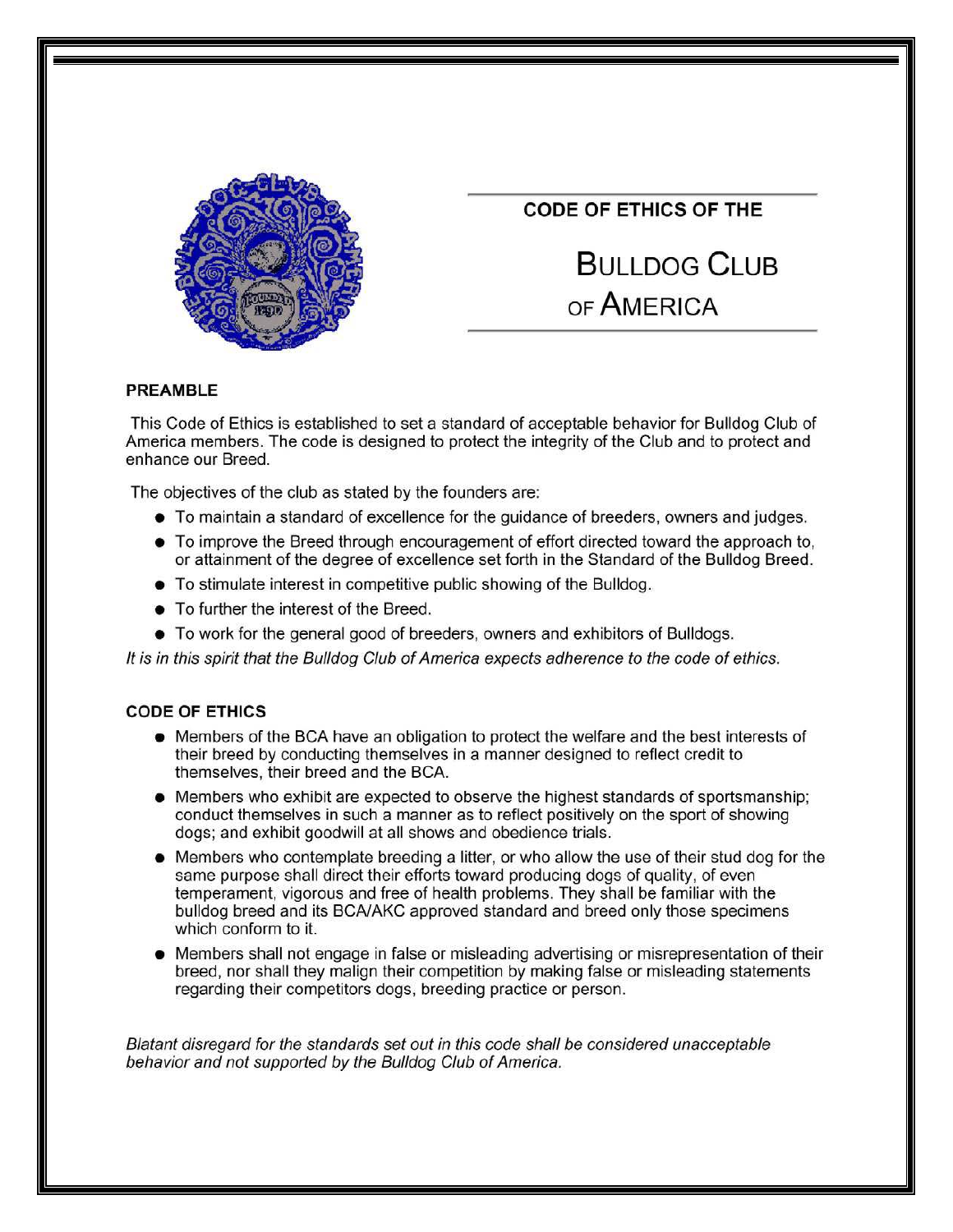# CODE OF ETHICS OF THE

# BULLDOG CLUB OF AMERICA

## PREAMBLE

This Code of Ethics is established to set a standard of acceptable behavior for Bulldog Club of America members. The code is designed to protect the integrity of the Club and to protect and enhance our Breed.

The objectives of the club as stated by the founders are:

- To maintain a standard of excellence for the guidance of breeders, owners and judges.
- To improve the Breed through encouragement of effort directed toward the approach to, or attainment of the degree of excellence set forth in the Standard of the Bulldog Breed.
- To stimulate interest in competitive public showing of the Bulldog.
- To further the interest of the Breed.
- To work for the general good of breeders, owners and exhibitors of Bulldogs.

*It is in this spirit that the Bulldog Club of America expects adherence to the code of ethics.*

## CODE OF ETHICS

- Members of the BCA have an obligation to protect the welfare and the best interests of their breed by conducting themselves in a manner designed to reflect credit to themselves, their breed and the BCA.
- Members who exhibit are expected to observe the highest standards of sportsmanship; conduct themselves in such a manner as to reflect positively on the sport of showing dogs; and exhibit goodwill at all shows and obedience trials.
- Members who contemplate breeding a litter, or who allow the use of their stud dog for the same purpose shall direct their efforts toward producing dogs of quality, of even temperament, vigorous and free of health problems. They shall be familiar with the bulldog breed and its BCA/AKC approved standard and breed only those specimens which conform to it.
- Members shall not engage in false or misleading advertising or misrepresentation of their breed, nor shall they malign their competition by making false or misleading statements regarding their competitors dogs, breeding practice or person.

*Blatant disregard for the standards set out in this code shall be considered unacceptable behavior and not supported by the Bulldog Club of America.*